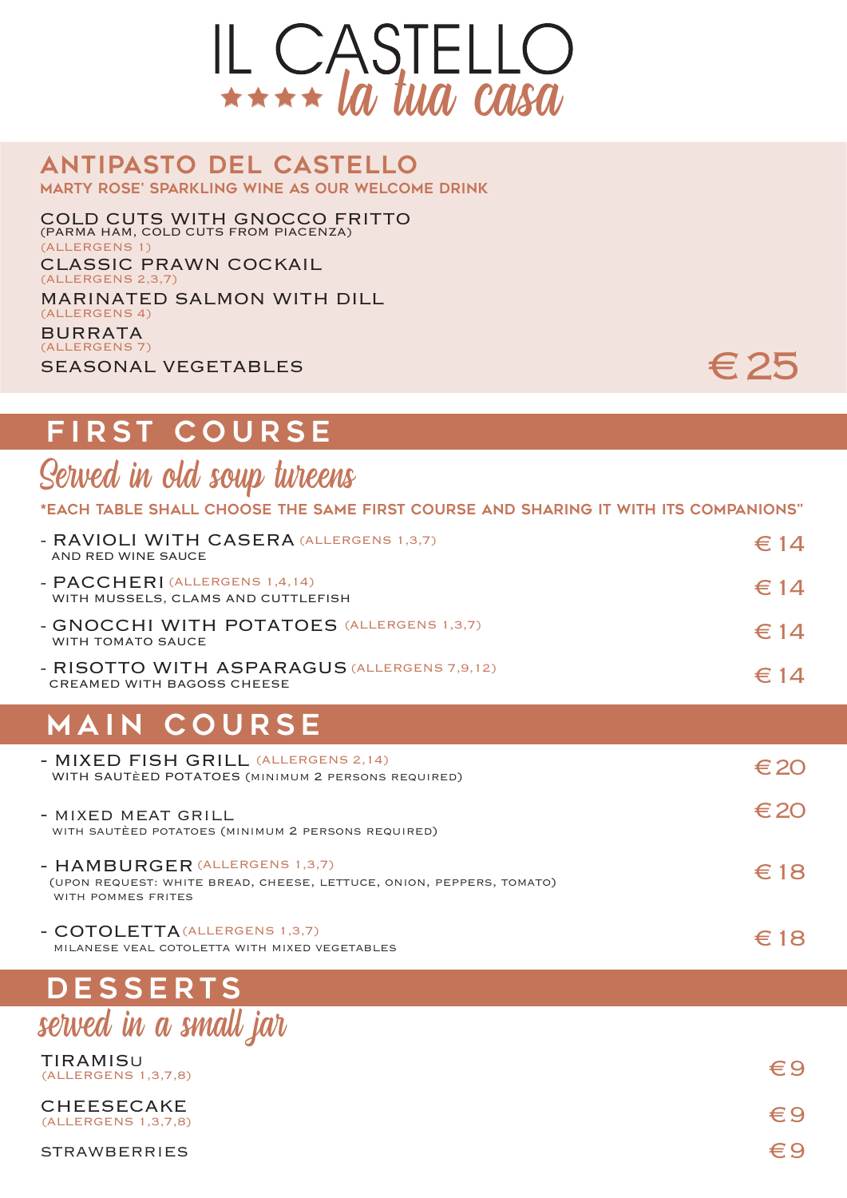# IL CASTELLO

★★★★ *la tua casa*

## ANTIPASTO DEL CASTELLO

MARTY ROSE' SPARKLING WINE AS OUR WELCOME DRINK

COLD CUTS WITH GNOCCO FRITTO
(PARMA HAM, COLD CUTS FROM PIACENZA)
(ALLERGENS 1)

CLASSIC PRAWN COCKAIL
(ALLERGENS 2,3,7)

MARINATED SALMON WITH DILL
(ALLERGENS 4)

BURRATA
(ALLERGENS 7)

SEASONAL VEGETABLES

€ 25

## FIRST COURSE

*Served in old soup tureens*

*EACH TABLE SHALL CHOOSE THE SAME FIRST COURSE AND SHARING IT WITH ITS COMPANIONS"

- RAVIOLI WITH CASERA (ALLERGENS 1,3,7) AND RED WINE SAUCE — € 14
- PACCHERI (ALLERGENS 1,4,14) WITH MUSSELS, CLAMS AND CUTTLEFISH — € 14
- GNOCCHI WITH POTATOES (ALLERGENS 1,3,7) WITH TOMATO SAUCE — € 14
- RISOTTO WITH ASPARAGUS (ALLERGENS 7,9,12) CREAMED WITH BAGOSS CHEESE — € 14

## MAIN COURSE

- MIXED FISH GRILL (ALLERGENS 2,14) WITH SAUTÈED POTATOES (MINIMUM 2 PERSONS REQUIRED) — € 20
- MIXED MEAT GRILL WITH SAUTÈED POTATOES (MINIMUM 2 PERSONS REQUIRED) — € 20
- HAMBURGER (ALLERGENS 1,3,7) (UPON REQUEST: WHITE BREAD, CHEESE, LETTUCE, ONION, PEPPERS, TOMATO) WITH POMMES FRITES — € 18
- COTOLETTA (ALLERGENS 1,3,7) MILANESE VEAL COTOLETTA WITH MIXED VEGETABLES — € 18

## DESSERTS

*served in a small jar*

TIRAMISU
(ALLERGENS 1,3,7,8) — € 9

CHEESECAKE
(ALLERGENS 1,3,7,8) — € 9

STRAWBERRIES — € 9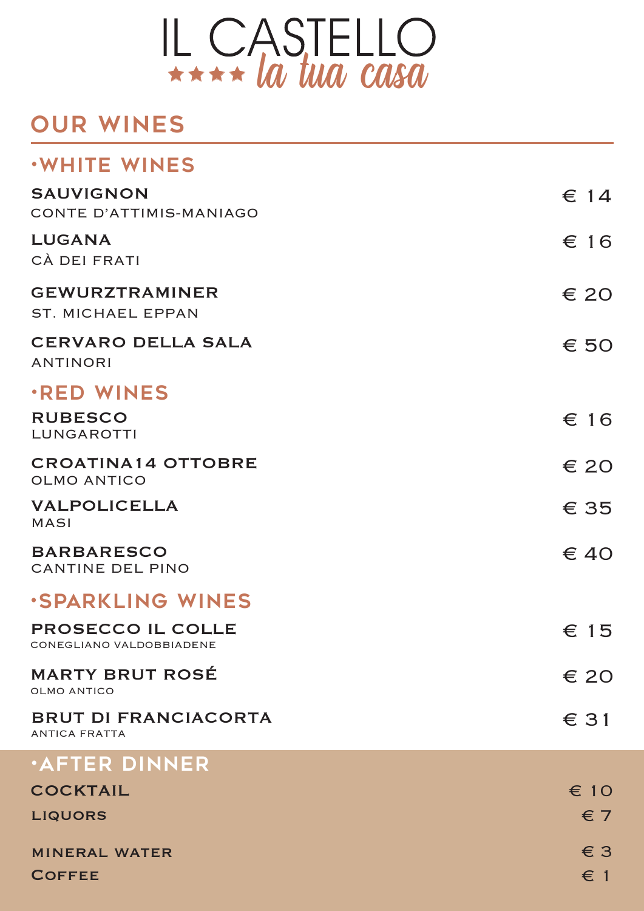# IL CASTELLO

★★★★ *la tua casa*

## OUR WINES

### ·WHITE WINES

| | |
|---|---|
| **SAUVIGNON**<br>CONTE D'ATTIMIS-MANIAGO | € 14 |
| **LUGANA**<br>CÀ DEI FRATI | € 16 |
| **GEWURZTRAMINER**<br>ST. MICHAEL EPPAN | € 20 |
| **CERVARO DELLA SALA**<br>ANTINORI | € 50 |

### ·RED WINES

| | |
|---|---|
| **RUBESCO**<br>LUNGAROTTI | € 16 |
| **CROATINA14 OTTOBRE**<br>OLMO ANTICO | € 20 |
| **VALPOLICELLA**<br>MASI | € 35 |
| **BARBARESCO**<br>CANTINE DEL PINO | € 40 |

### ·SPARKLING WINES

| | |
|---|---|
| **PROSECCO IL COLLE**<br>CONEGLIANO VALDOBBIADENE | € 15 |
| **MARTY BRUT ROSÉ**<br>OLMO ANTICO | € 20 |
| **BRUT DI FRANCIACORTA**<br>ANTICA FRATTA | € 31 |

### ·AFTER DINNER

| | |
|---|---|
| **COCKTAIL** | € 10 |
| **LIQUORS** | € 7 |
| **MINERAL WATER** | € 3 |
| **COFFEE** | € 1 |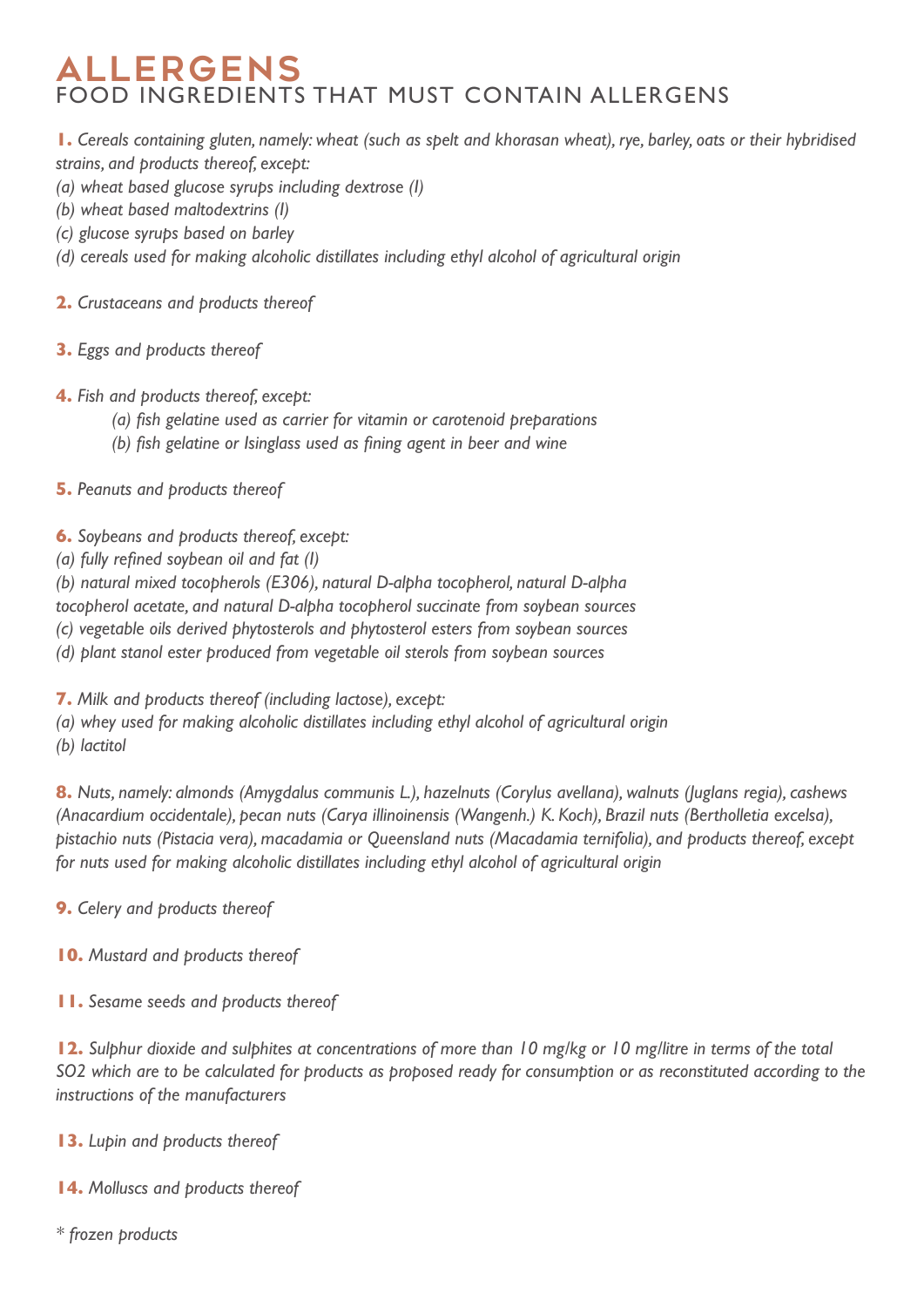# ALLERGENS

## FOOD INGREDIENTS THAT MUST CONTAIN ALLERGENS

**1.** *Cereals containing gluten, namely: wheat (such as spelt and khorasan wheat), rye, barley, oats or their hybridised strains, and products thereof, except:*
*(a) wheat based glucose syrups including dextrose (I)*
*(b) wheat based maltodextrins (I)*
*(c) glucose syrups based on barley*
*(d) cereals used for making alcoholic distillates including ethyl alcohol of agricultural origin*

**2.** *Crustaceans and products thereof*

**3.** *Eggs and products thereof*

**4.** *Fish and products thereof, except:*
*(a) fish gelatine used as carrier for vitamin or carotenoid preparations*
*(b) fish gelatine or Isinglass used as fining agent in beer and wine*

**5.** *Peanuts and products thereof*

**6.** *Soybeans and products thereof, except:*
*(a) fully refined soybean oil and fat (I)*
*(b) natural mixed tocopherols (E306), natural D-alpha tocopherol, natural D-alpha tocopherol acetate, and natural D-alpha tocopherol succinate from soybean sources*
*(c) vegetable oils derived phytosterols and phytosterol esters from soybean sources*
*(d) plant stanol ester produced from vegetable oil sterols from soybean sources*

**7.** *Milk and products thereof (including lactose), except:*
*(a) whey used for making alcoholic distillates including ethyl alcohol of agricultural origin*
*(b) lactitol*

**8.** *Nuts, namely: almonds (Amygdalus communis L.), hazelnuts (Corylus avellana), walnuts (Juglans regia), cashews (Anacardium occidentale), pecan nuts (Carya illinoinensis (Wangenh.) K. Koch), Brazil nuts (Bertholletia excelsa), pistachio nuts (Pistacia vera), macadamia or Queensland nuts (Macadamia ternifolia), and products thereof, except for nuts used for making alcoholic distillates including ethyl alcohol of agricultural origin*

**9.** *Celery and products thereof*

**10.** *Mustard and products thereof*

**11.** *Sesame seeds and products thereof*

**12.** *Sulphur dioxide and sulphites at concentrations of more than 10 mg/kg or 10 mg/litre in terms of the total $SO_2$ which are to be calculated for products as proposed ready for consumption or as reconstituted according to the instructions of the manufacturers*

**13.** *Lupin and products thereof*

**14.** *Molluscs and products thereof*

*\* frozen products*